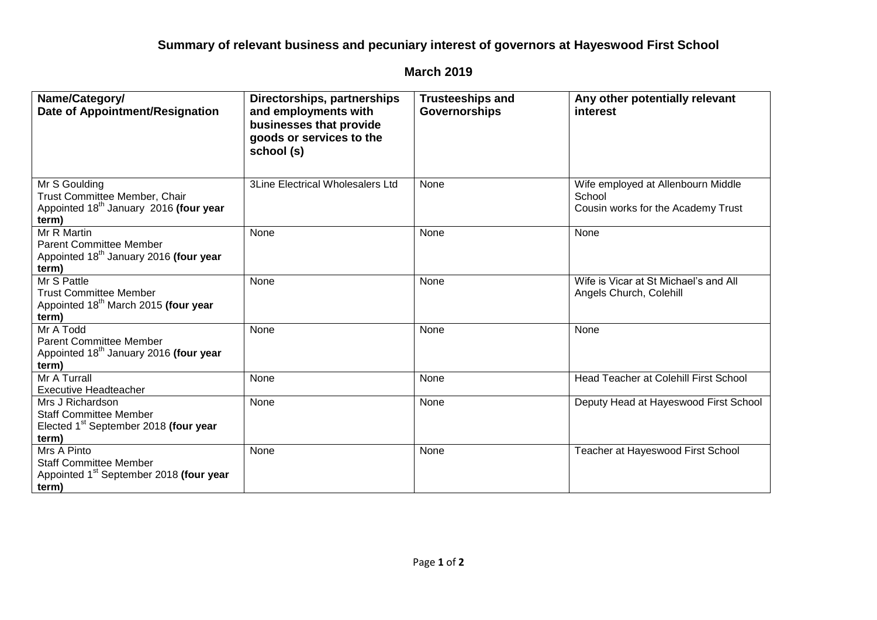# Summary of relevant business and pecuniary interest of governors at Hayeswood First School

## March 2019

| **Name/Category/ Date of Appointment/Resignation** | **Directorships, partnerships and employments with businesses that provide goods or services to the school (s)** | **Trusteeships and Governorships** | **Any other potentially relevant interest** |
|---|---|---|---|
| Mr S Goulding<br>Trust Committee Member, Chair<br>Appointed 18th January 2016 **(four year term)** | 3Line Electrical Wholesalers Ltd | None | Wife employed at Allenbourn Middle School<br>Cousin works for the Academy Trust |
| Mr R Martin<br>Parent Committee Member<br>Appointed 18th January 2016 **(four year term)** | None | None | None |
| Mr S Pattle<br>Trust Committee Member<br>Appointed 18th March 2015 **(four year term)** | None | None | Wife is Vicar at St Michael's and All Angels Church, Colehill |
| Mr A Todd<br>Parent Committee Member<br>Appointed 18th January 2016 **(four year term)** | None | None | None |
| Mr A Turrall<br>Executive Headteacher | None | None | Head Teacher at Colehill First School |
| Mrs J Richardson<br>Staff Committee Member<br>Elected 1st September 2018 **(four year term)** | None | None | Deputy Head at Hayeswood First School |
| Mrs A Pinto<br>Staff Committee Member<br>Appointed 1st September 2018 **(four year term)** | None | None | Teacher at Hayeswood First School |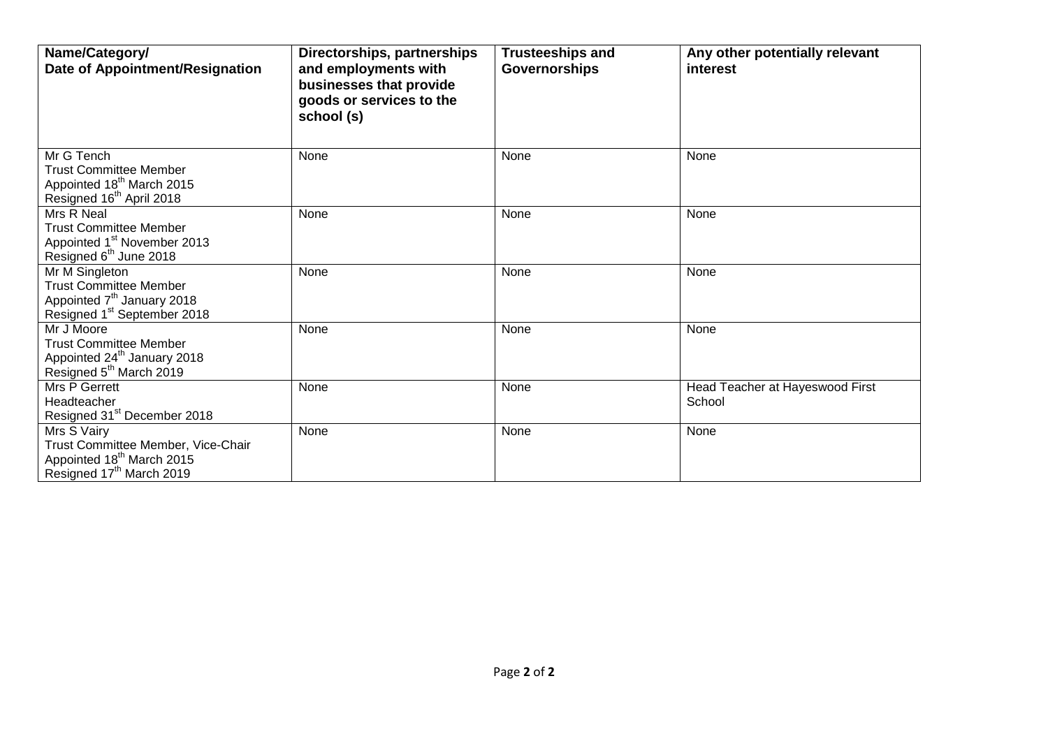| Name/Category/ Date of Appointment/Resignation | Directorships, partnerships and employments with businesses that provide goods or services to the school (s) | Trusteeships and Governorships | Any other potentially relevant interest |
|---|---|---|---|
| Mr G Tench<br>Trust Committee Member<br>Appointed 18th March 2015<br>Resigned 16th April 2018 | None | None | None |
| Mrs R Neal<br>Trust Committee Member<br>Appointed 1st November 2013<br>Resigned 6th June 2018 | None | None | None |
| Mr M Singleton<br>Trust Committee Member<br>Appointed 7th January 2018<br>Resigned 1st September 2018 | None | None | None |
| Mr J Moore<br>Trust Committee Member<br>Appointed 24th January 2018<br>Resigned 5th March 2019 | None | None | None |
| Mrs P Gerrett<br>Headteacher<br>Resigned 31st December 2018 | None | None | Head Teacher at Hayeswood First School |
| Mrs S Vairy<br>Trust Committee Member, Vice-Chair<br>Appointed 18th March 2015<br>Resigned 17th March 2019 | None | None | None |